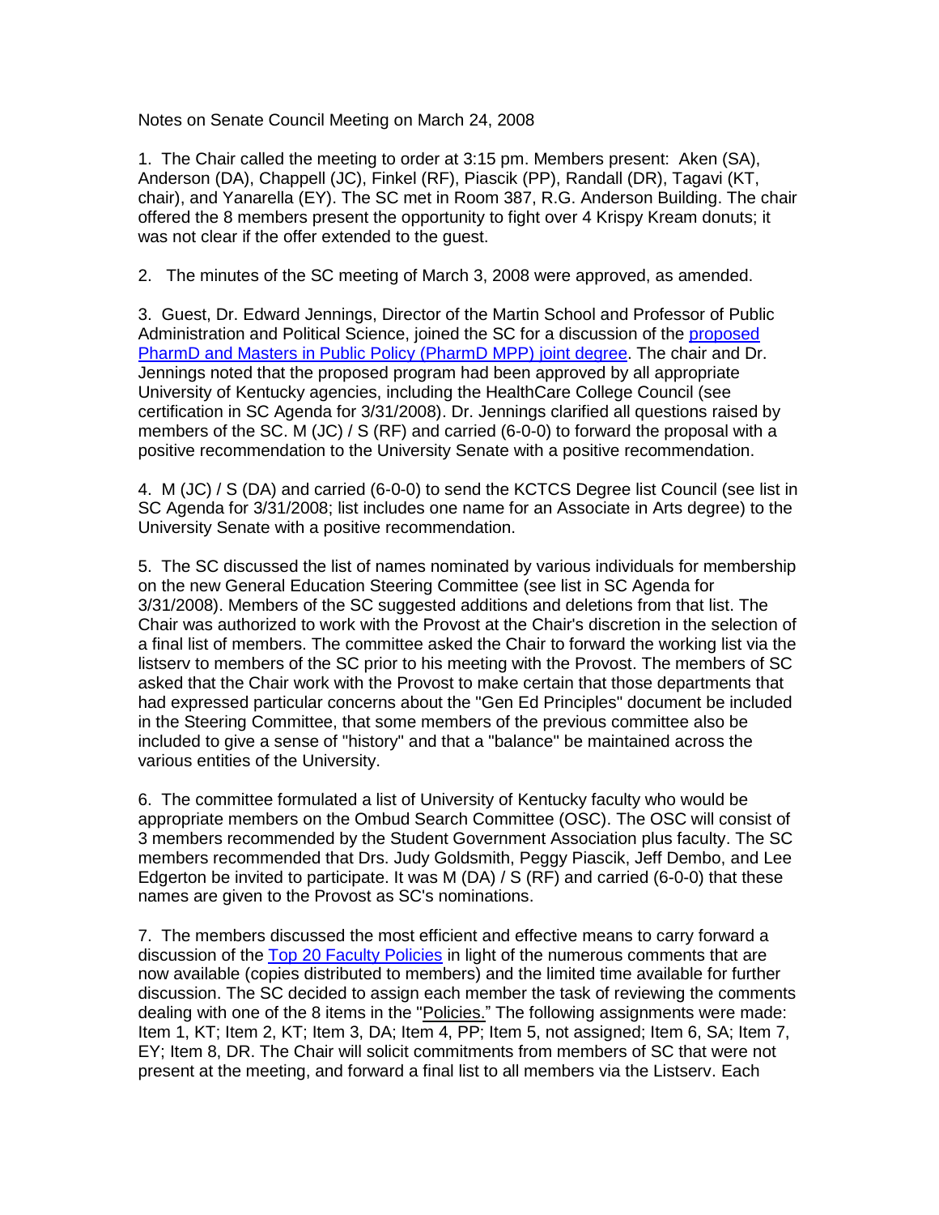Notes on Senate Council Meeting on March 24, 2008

1. The Chair called the meeting to order at 3:15 pm. Members present: Aken (SA), Anderson (DA), Chappell (JC), Finkel (RF), Piascik (PP), Randall (DR), Tagavi (KT, chair), and Yanarella (EY). The SC met in Room 387, R.G. Anderson Building. The chair offered the 8 members present the opportunity to fight over 4 Krispy Kream donuts; it was not clear if the offer extended to the guest.

2. The minutes of the SC meeting of March 3, 2008 were approved, as amended.

3. Guest, Dr. Edward Jennings, Director of the Martin School and Professor of Public Administration and Political Science, joined the SC for a discussion of the proposed PharmD and Masters in Public Policy (PharmD MPP) joint degree. The chair and Dr. Jennings noted that the proposed program had been approved by all appropriate University of Kentucky agencies, including the HealthCare College Council (see certification in SC Agenda for 3/31/2008). Dr. Jennings clarified all questions raised by members of the SC. M (JC) / S (RF) and carried (6-0-0) to forward the proposal with a positive recommendation to the University Senate with a positive recommendation.

4. M (JC) / S (DA) and carried (6-0-0) to send the KCTCS Degree list Council (see list in SC Agenda for 3/31/2008; list includes one name for an Associate in Arts degree) to the University Senate with a positive recommendation.

5. The SC discussed the list of names nominated by various individuals for membership on the new General Education Steering Committee (see list in SC Agenda for 3/31/2008). Members of the SC suggested additions and deletions from that list. The Chair was authorized to work with the Provost at the Chair's discretion in the selection of a final list of members. The committee asked the Chair to forward the working list via the listserv to members of the SC prior to his meeting with the Provost. The members of SC asked that the Chair work with the Provost to make certain that those departments that had expressed particular concerns about the "Gen Ed Principles" document be included in the Steering Committee, that some members of the previous committee also be included to give a sense of "history" and that a "balance" be maintained across the various entities of the University.

6. The committee formulated a list of University of Kentucky faculty who would be appropriate members on the Ombud Search Committee (OSC). The OSC will consist of 3 members recommended by the Student Government Association plus faculty. The SC members recommended that Drs. Judy Goldsmith, Peggy Piascik, Jeff Dembo, and Lee Edgerton be invited to participate. It was M (DA) / S (RF) and carried (6-0-0) that these names are given to the Provost as SC's nominations.

7. The members discussed the most efficient and effective means to carry forward a discussion of the Top 20 Faculty Policies in light of the numerous comments that are now available (copies distributed to members) and the limited time available for further discussion. The SC decided to assign each member the task of reviewing the comments dealing with one of the 8 items in the "Policies." The following assignments were made: Item 1, KT; Item 2, KT; Item 3, DA; Item 4, PP; Item 5, not assigned; Item 6, SA; Item 7, EY; Item 8, DR. The Chair will solicit commitments from members of SC that were not present at the meeting, and forward a final list to all members via the Listserv. Each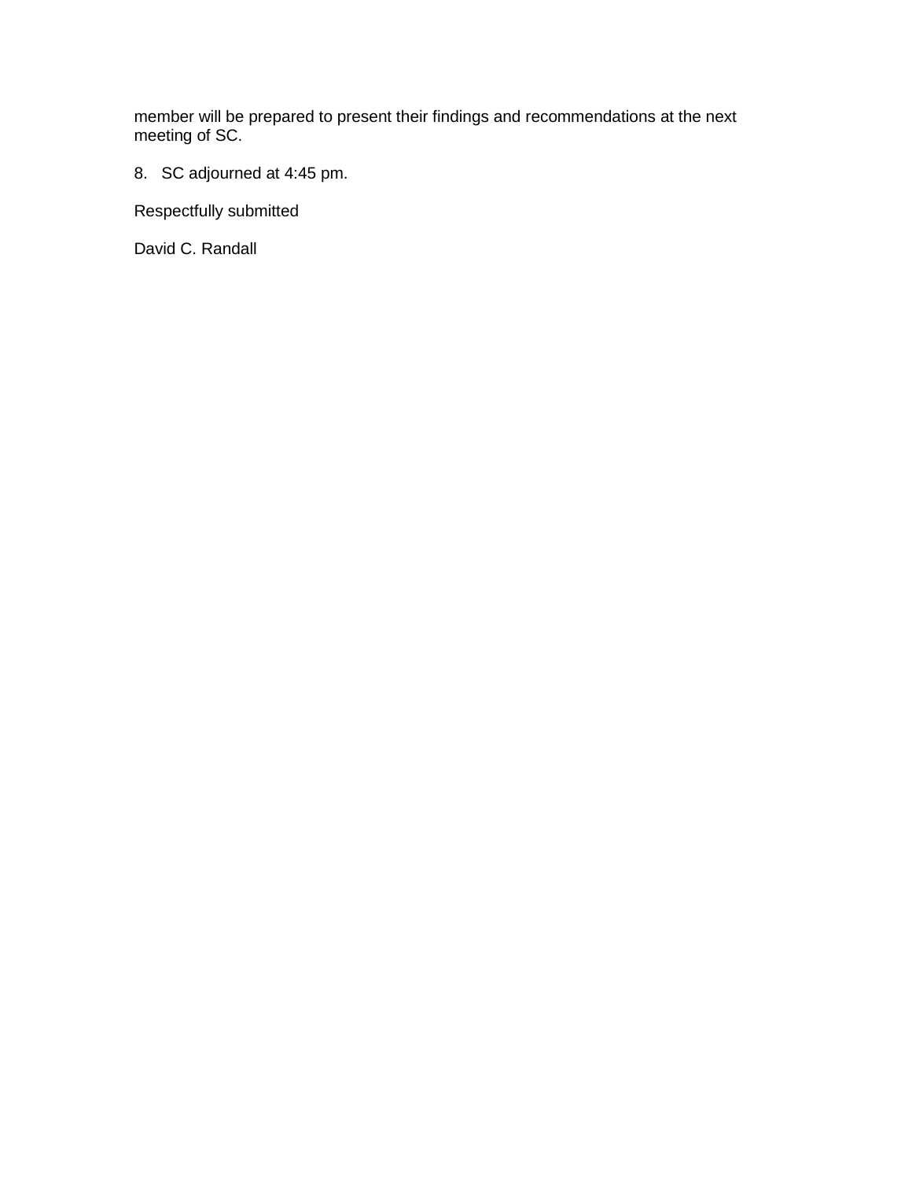member will be prepared to present their findings and recommendations at the next meeting of SC.

8. SC adjourned at 4:45 pm.

Respectfully submitted

David C. Randall